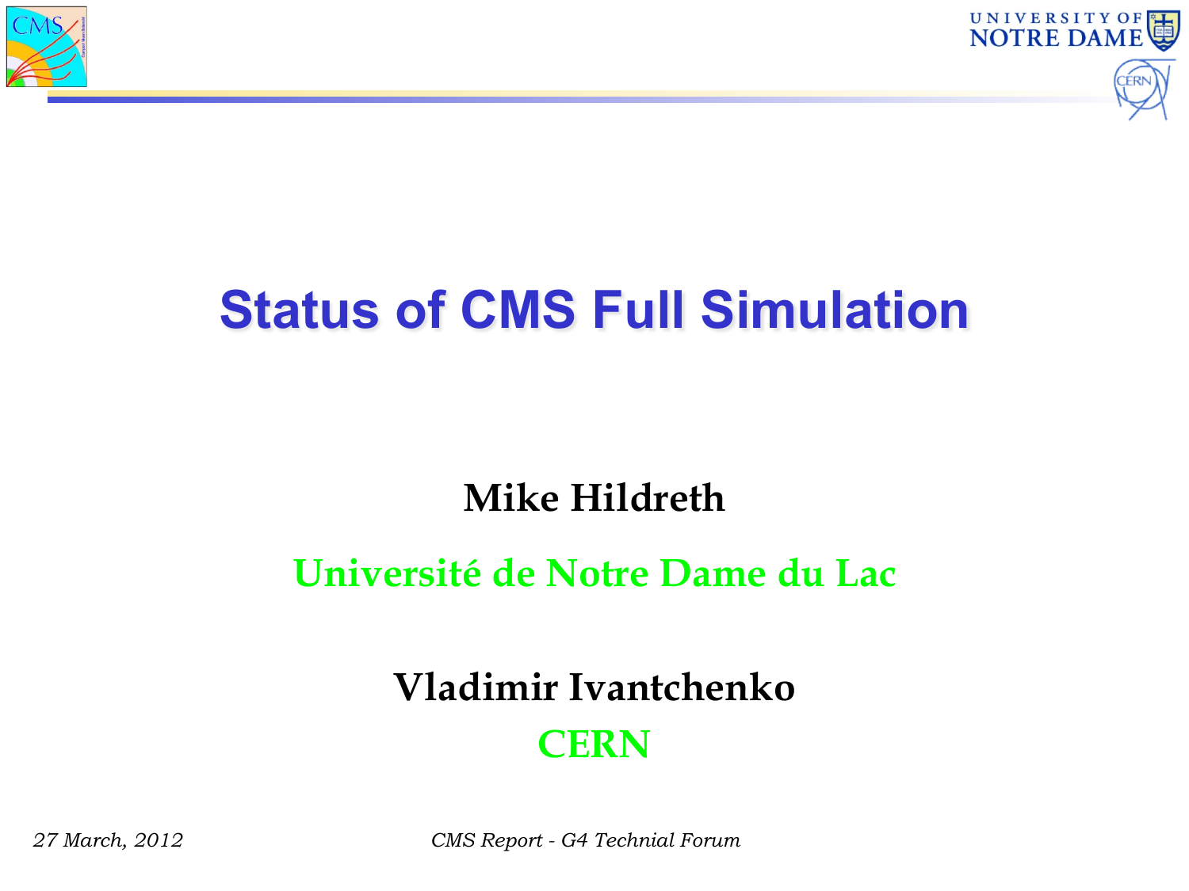# Status of CMS Full Simulation

**Mike Hildreth**

**Université de Notre Dame du Lac**

**Vladimir Ivantchenko**

**CERN**

*27 March, 2012*

*CMS Report - G4 Technial Forum*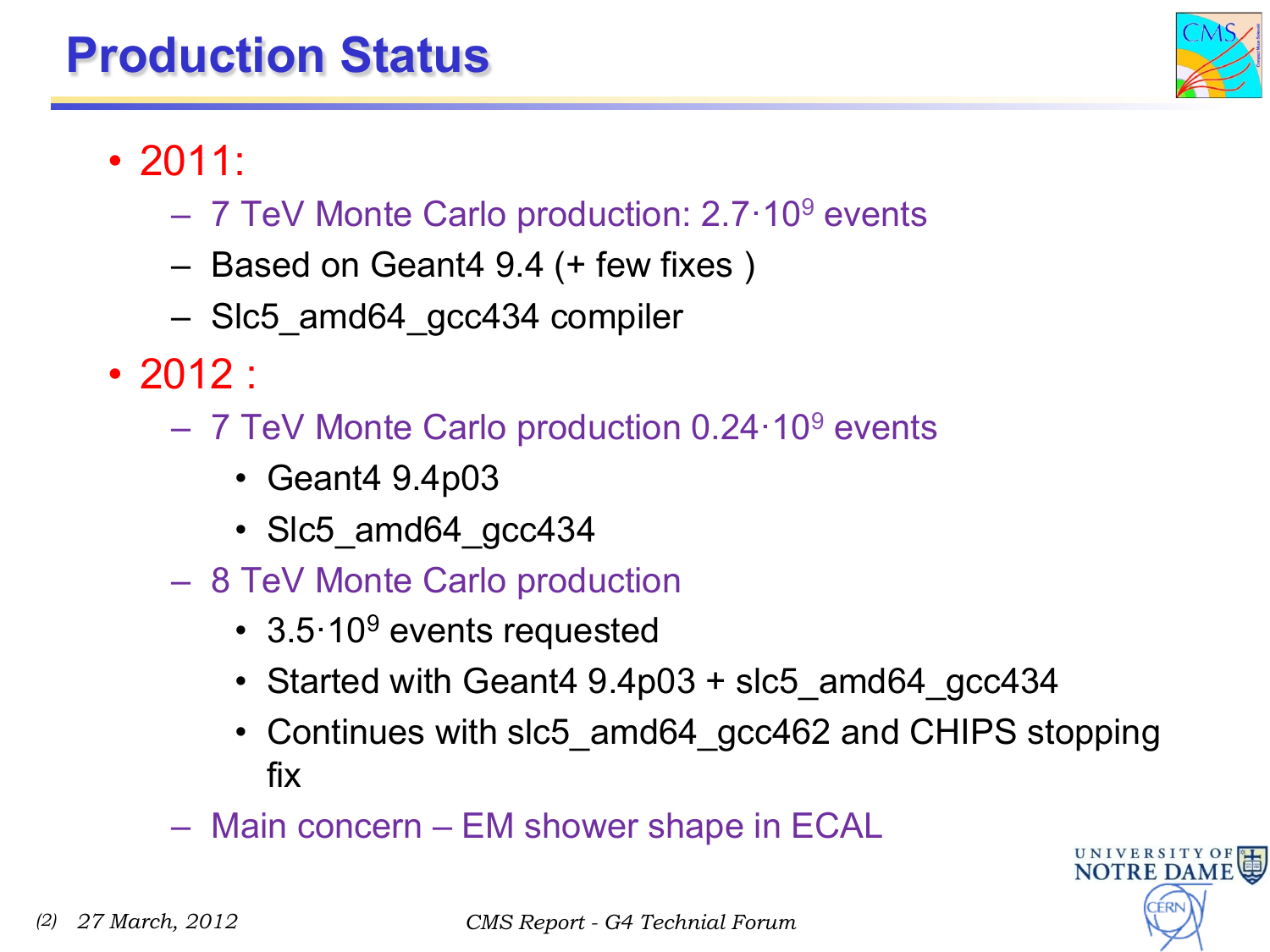# Production Status

- 2011:
  - 7 TeV Monte Carlo production: $2.7 \cdot 10^9$ events
  - Based on Geant4 9.4 (+ few fixes )
  - Slc5_amd64_gcc434 compiler
- 2012 :
  - 7 TeV Monte Carlo production $0.24 \cdot 10^9$ events
    - Geant4 9.4p03
    - Slc5_amd64_gcc434
  - 8 TeV Monte Carlo production
    - $3.5 \cdot 10^9$ events requested
    - Started with Geant4 9.4p03 + slc5_amd64_gcc434
    - Continues with slc5_amd64_gcc462 and CHIPS stopping fix
  - Main concern – EM shower shape in ECAL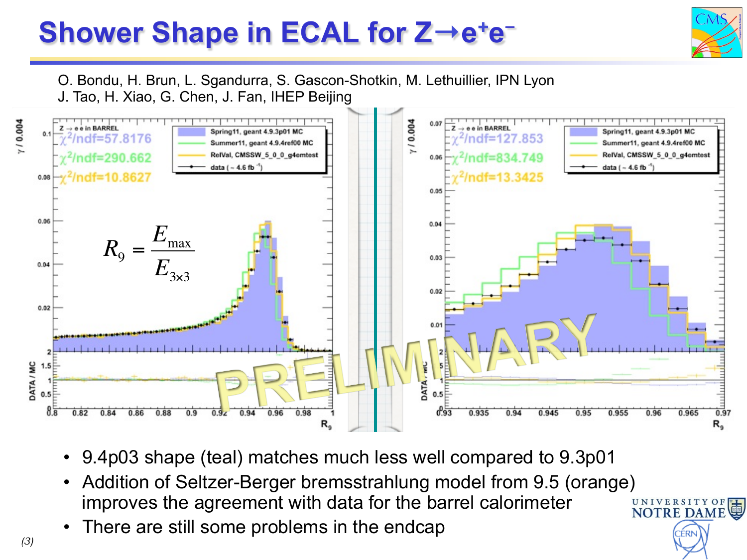# Shower Shape in ECAL for $Z \rightarrow e^+e^-$

O. Bondu, H. Brun, L. Sgandurra, S. Gascon-Shotkin, M. Lethuillier, IPN Lyon
J. Tao, H. Xiao, G. Chen, J. Fan, IHEP Beijing

$$R_9 = \frac{E_{max}}{E_{3\times3}}$$

- 9.4p03 shape (teal) matches much less well compared to 9.3p01
- Addition of Seltzer-Berger bremsstrahlung model from 9.5 (orange) improves the agreement with data for the barrel calorimeter
- There are still some problems in the endcap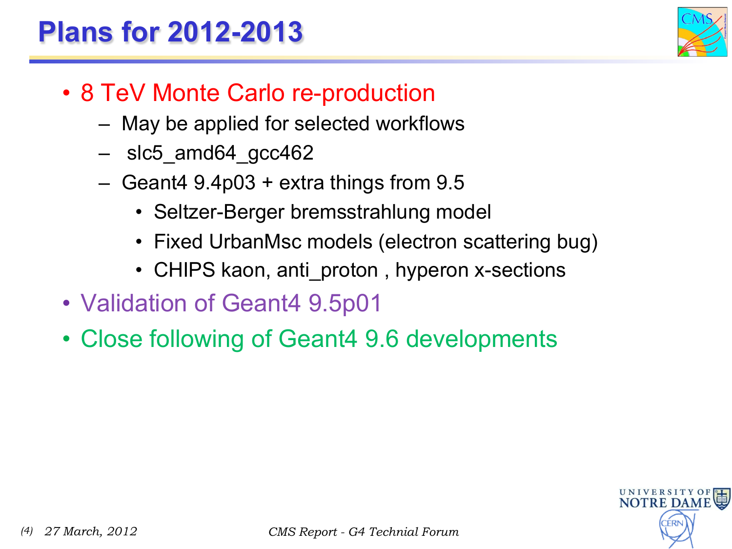# Plans for 2012-2013

- 8 TeV Monte Carlo re-production
  - May be applied for selected workflows
  - slc5_amd64_gcc462
  - Geant4 9.4p03 + extra things from 9.5
    - Seltzer-Berger bremsstrahlung model
    - Fixed UrbanMsc models (electron scattering bug)
    - CHIPS kaon, anti_proton , hyperon x-sections
- Validation of Geant4 9.5p01
- Close following of Geant4 9.6 developments